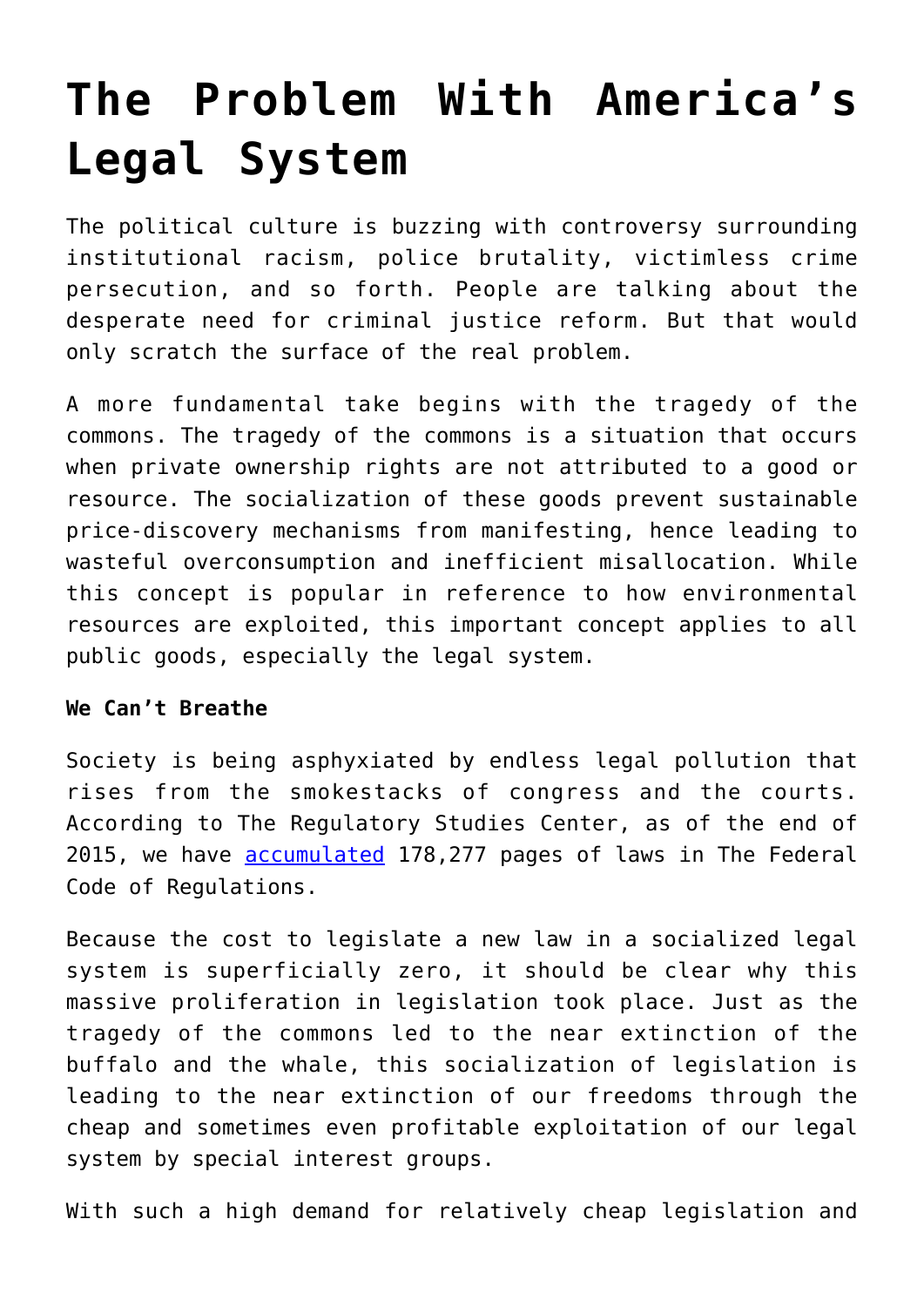# The Problem With America's Legal System

The political culture is buzzing with controversy surrounding institutional racism, police brutality, victimless crime persecution, and so forth. People are talking about the desperate need for criminal justice reform. But that would only scratch the surface of the real problem.

A more fundamental take begins with the tragedy of the commons. The tragedy of the commons is a situation that occurs when private ownership rights are not attributed to a good or resource. The socialization of these goods prevent sustainable price-discovery mechanisms from manifesting, hence leading to wasteful overconsumption and inefficient misallocation. While this concept is popular in reference to how environmental resources are exploited, this important concept applies to all public goods, especially the legal system.

**We Can't Breathe**

Society is being asphyxiated by endless legal pollution that rises from the smokestacks of congress and the courts. According to The Regulatory Studies Center, as of the end of 2015, we have accumulated 178,277 pages of laws in The Federal Code of Regulations.

Because the cost to legislate a new law in a socialized legal system is superficially zero, it should be clear why this massive proliferation in legislation took place. Just as the tragedy of the commons led to the near extinction of the buffalo and the whale, this socialization of legislation is leading to the near extinction of our freedoms through the cheap and sometimes even profitable exploitation of our legal system by special interest groups.

With such a high demand for relatively cheap legislation and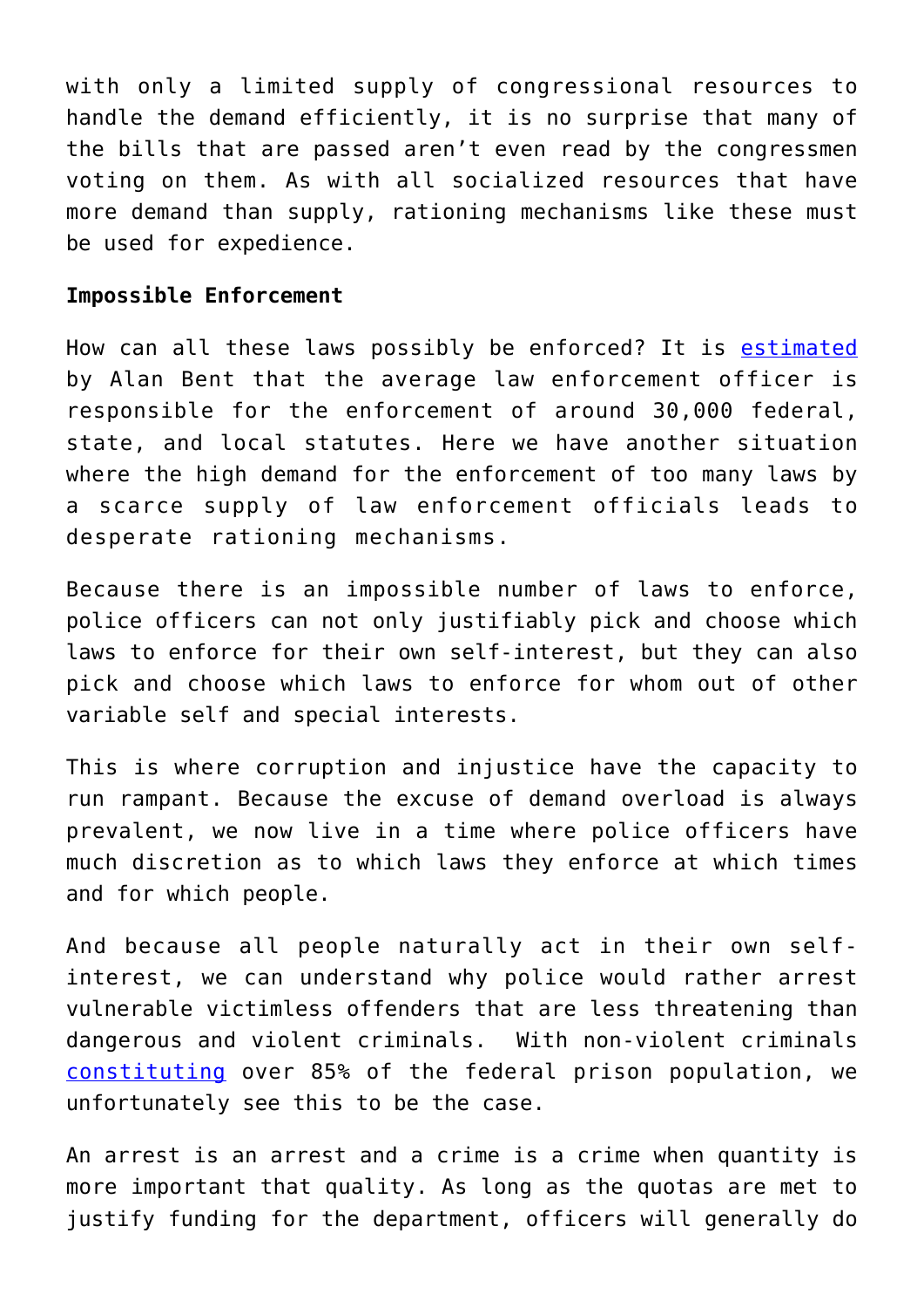with only a limited supply of congressional resources to handle the demand efficiently, it is no surprise that many of the bills that are passed aren't even read by the congressmen voting on them. As with all socialized resources that have more demand than supply, rationing mechanisms like these must be used for expedience.

**Impossible Enforcement**

How can all these laws possibly be enforced? It is estimated by Alan Bent that the average law enforcement officer is responsible for the enforcement of around 30,000 federal, state, and local statutes. Here we have another situation where the high demand for the enforcement of too many laws by a scarce supply of law enforcement officials leads to desperate rationing mechanisms.

Because there is an impossible number of laws to enforce, police officers can not only justifiably pick and choose which laws to enforce for their own self-interest, but they can also pick and choose which laws to enforce for whom out of other variable self and special interests.

This is where corruption and injustice have the capacity to run rampant. Because the excuse of demand overload is always prevalent, we now live in a time where police officers have much discretion as to which laws they enforce at which times and for which people.

And because all people naturally act in their own self-interest, we can understand why police would rather arrest vulnerable victimless offenders that are less threatening than dangerous and violent criminals. With non-violent criminals constituting over 85% of the federal prison population, we unfortunately see this to be the case.

An arrest is an arrest and a crime is a crime when quantity is more important that quality. As long as the quotas are met to justify funding for the department, officers will generally do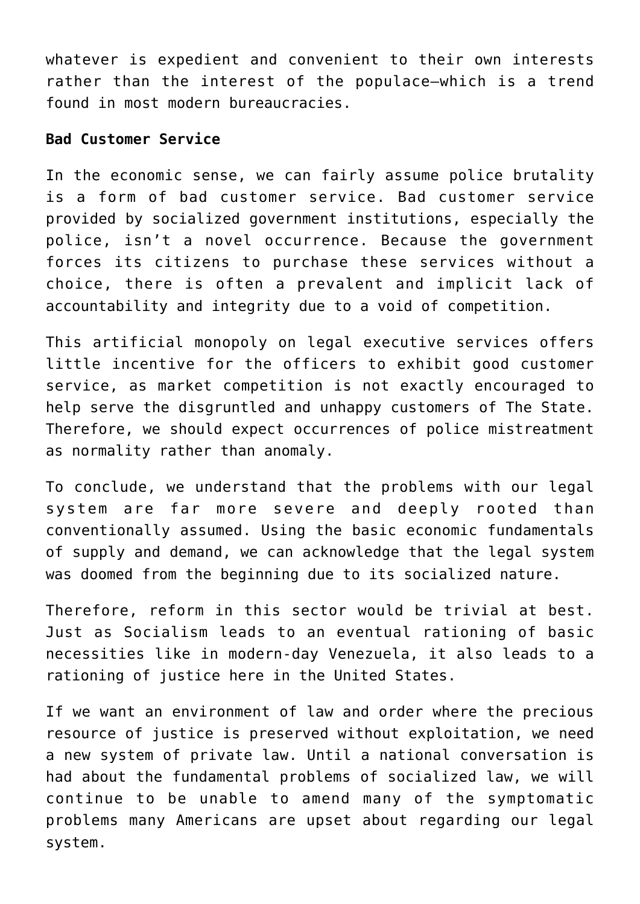whatever is expedient and convenient to their own interests rather than the interest of the populace—which is a trend found in most modern bureaucracies.

**Bad Customer Service**

In the economic sense, we can fairly assume police brutality is a form of bad customer service. Bad customer service provided by socialized government institutions, especially the police, isn't a novel occurrence. Because the government forces its citizens to purchase these services without a choice, there is often a prevalent and implicit lack of accountability and integrity due to a void of competition.

This artificial monopoly on legal executive services offers little incentive for the officers to exhibit good customer service, as market competition is not exactly encouraged to help serve the disgruntled and unhappy customers of The State. Therefore, we should expect occurrences of police mistreatment as normality rather than anomaly.

To conclude, we understand that the problems with our legal system are far more severe and deeply rooted than conventionally assumed. Using the basic economic fundamentals of supply and demand, we can acknowledge that the legal system was doomed from the beginning due to its socialized nature.

Therefore, reform in this sector would be trivial at best. Just as Socialism leads to an eventual rationing of basic necessities like in modern-day Venezuela, it also leads to a rationing of justice here in the United States.

If we want an environment of law and order where the precious resource of justice is preserved without exploitation, we need a new system of private law. Until a national conversation is had about the fundamental problems of socialized law, we will continue to be unable to amend many of the symptomatic problems many Americans are upset about regarding our legal system.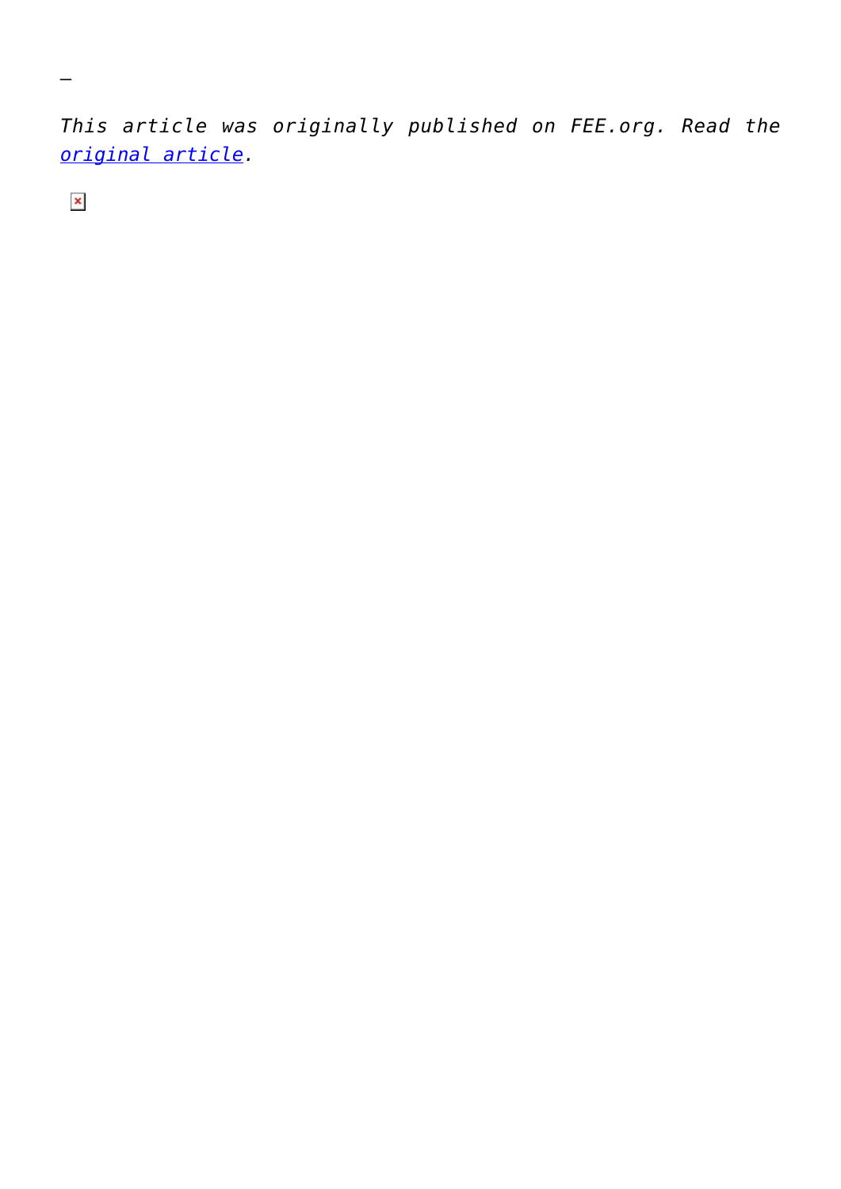—

*This article was originally published on FEE.org. Read the original article.*